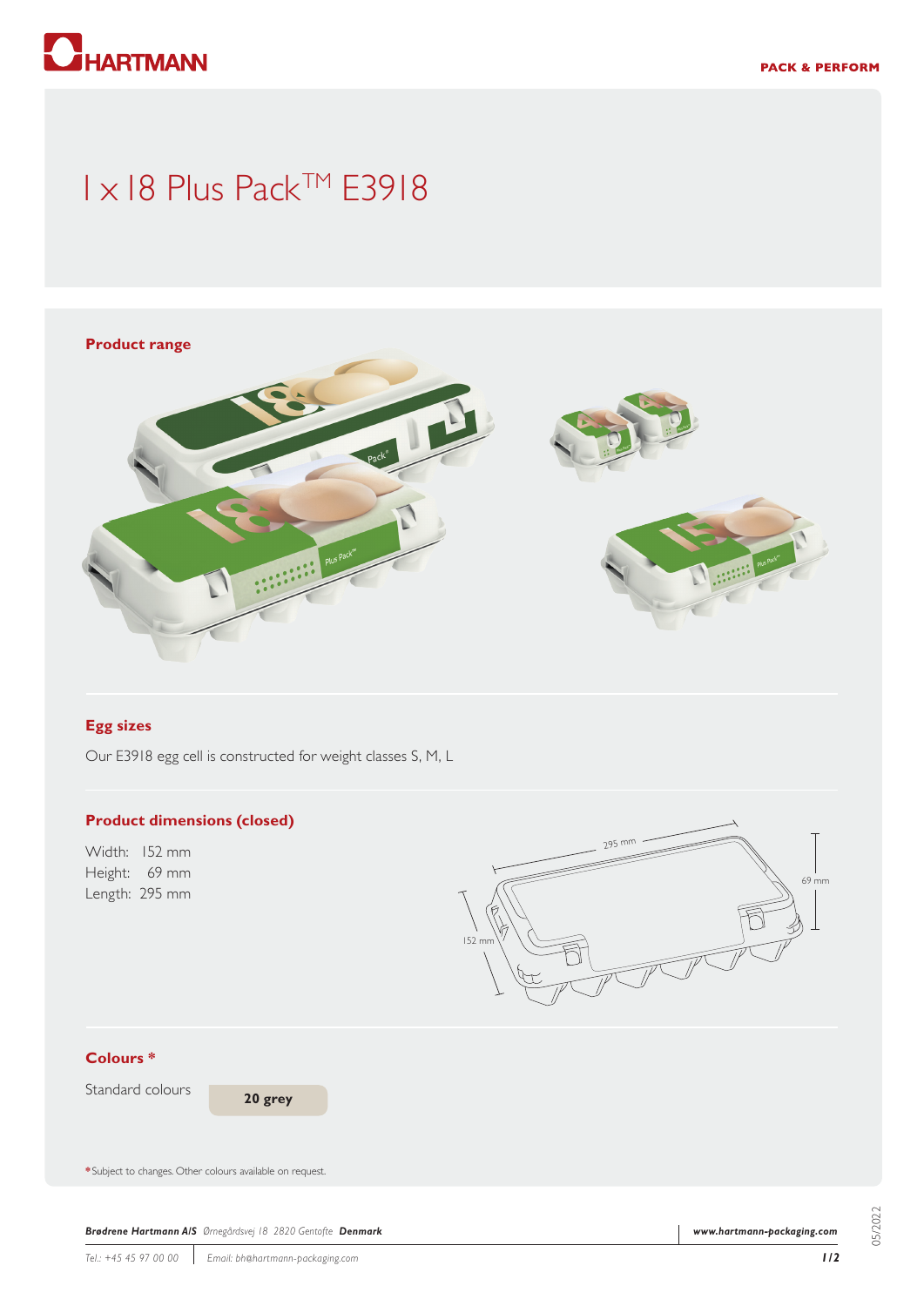# 1 x 18 Plus Pack™ E3918

## Product range

## Egg sizes

Our E3918 egg cell is constructed for weight classes S, M, L

## Product dimensions (closed)

Width: 152 mm
Height: 69 mm
Length: 295 mm

## Colours *

Standard colours **20 grey**

*Subject to changes. Other colours available on request.

***Brødrene Hartmann A/S*** *Ørnegårdsvej 18 2820 Gentofte* ***Denmark***

***www.hartmann-packaging.com***

*Tel.: +45 45 97 00 00* | *Email: bh@hartmann-packaging.com*

05/2022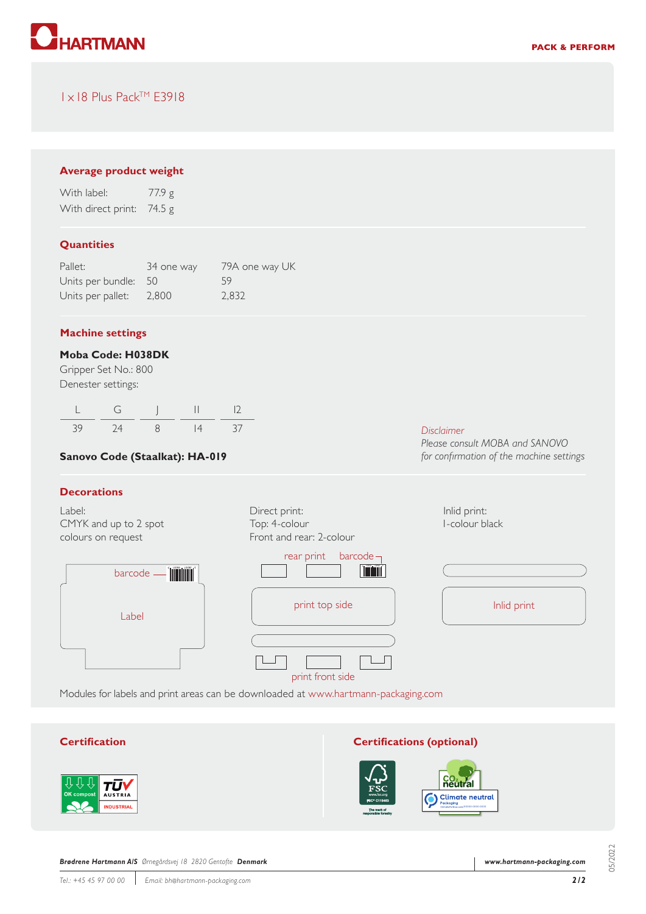# 1 x 18 Plus Pack™ E3918

## Average product weight

| | |
|---|---|
| With label: | 77.9 g |
| With direct print: | 74.5 g |

## Quantities

| | | |
|---|---|---|
| Pallet: | 34 one way | 79A one way UK |
| Units per bundle: | 50 | 59 |
| Units per pallet: | 2,800 | 2,832 |

## Machine settings

**Moba Code: H038DK**

Gripper Set No.: 800

Denester settings:

| L | G | J | I1 | I2 |
|---|---|---|---|---|
| 39 | 24 | 8 | 14 | 37 |

**Sanovo Code (Staalkat): HA-019**

*Disclaimer*
*Please consult MOBA and SANOVO for confirmation of the machine settings*

## Decorations

Label:
CMYK and up to 2 spot colours on request

Direct print:
Top: 4-colour
Front and rear: 2-colour

Inlid print:
1-colour black

barcode
Label

rear print
barcode
print top side
print front side

Inlid print

Modules for labels and print areas can be downloaded at www.hartmann-packaging.com

## Certification

OK compost INDUSTRIAL — TÜV AUSTRIA

## Certifications (optional)

FSC

$CO_2$ neutral — Climate neutral Packaging

**Brødrene Hartmann A/S** Ørnegårdsvej 18 2820 Gentofte **Denmark**
Tel.: +45 45 97 00 00 | Email: bh@hartmann-packaging.com
www.hartmann-packaging.com

05/2022